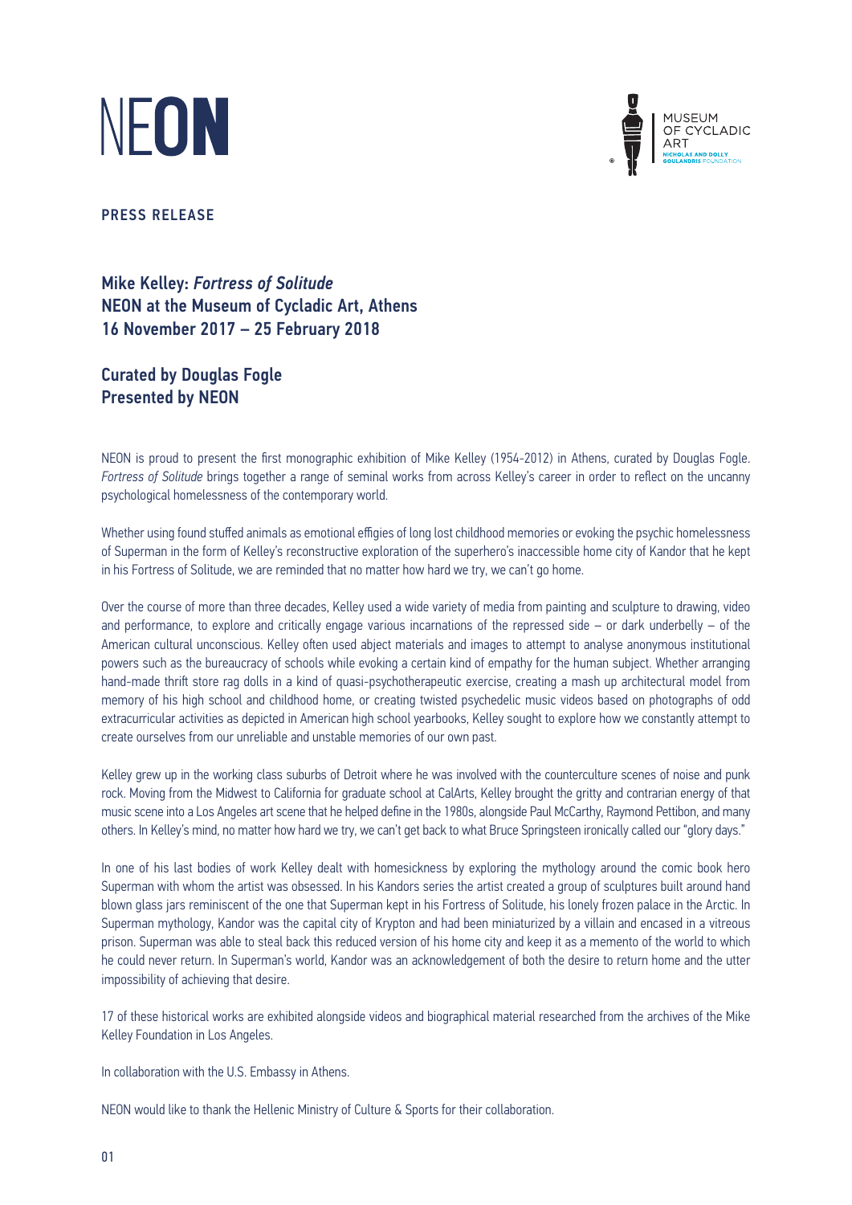NEON

MUSEUM OF CYCLADIC ART
NICHOLAS AND DOLLY GOULANDRIS FOUNDATION

PRESS RELEASE

## Mike Kelley: *Fortress of Solitude*
## NEON at the Museum of Cycladic Art, Athens
## 16 November 2017 – 25 February 2018

### Curated by Douglas Fogle
### Presented by NEON

NEON is proud to present the first monographic exhibition of Mike Kelley (1954-2012) in Athens, curated by Douglas Fogle. *Fortress of Solitude* brings together a range of seminal works from across Kelley's career in order to reflect on the uncanny psychological homelessness of the contemporary world.

Whether using found stuffed animals as emotional effigies of long lost childhood memories or evoking the psychic homelessness of Superman in the form of Kelley's reconstructive exploration of the superhero's inaccessible home city of Kandor that he kept in his Fortress of Solitude, we are reminded that no matter how hard we try, we can't go home.

Over the course of more than three decades, Kelley used a wide variety of media from painting and sculpture to drawing, video and performance, to explore and critically engage various incarnations of the repressed side – or dark underbelly – of the American cultural unconscious. Kelley often used abject materials and images to attempt to analyse anonymous institutional powers such as the bureaucracy of schools while evoking a certain kind of empathy for the human subject. Whether arranging hand-made thrift store rag dolls in a kind of quasi-psychotherapeutic exercise, creating a mash up architectural model from memory of his high school and childhood home, or creating twisted psychedelic music videos based on photographs of odd extracurricular activities as depicted in American high school yearbooks, Kelley sought to explore how we constantly attempt to create ourselves from our unreliable and unstable memories of our own past.

Kelley grew up in the working class suburbs of Detroit where he was involved with the counterculture scenes of noise and punk rock. Moving from the Midwest to California for graduate school at CalArts, Kelley brought the gritty and contrarian energy of that music scene into a Los Angeles art scene that he helped define in the 1980s, alongside Paul McCarthy, Raymond Pettibon, and many others. In Kelley's mind, no matter how hard we try, we can't get back to what Bruce Springsteen ironically called our "glory days."

In one of his last bodies of work Kelley dealt with homesickness by exploring the mythology around the comic book hero Superman with whom the artist was obsessed. In his Kandors series the artist created a group of sculptures built around hand blown glass jars reminiscent of the one that Superman kept in his Fortress of Solitude, his lonely frozen palace in the Arctic. In Superman mythology, Kandor was the capital city of Krypton and had been miniaturized by a villain and encased in a vitreous prison. Superman was able to steal back this reduced version of his home city and keep it as a memento of the world to which he could never return. In Superman's world, Kandor was an acknowledgement of both the desire to return home and the utter impossibility of achieving that desire.

17 of these historical works are exhibited alongside videos and biographical material researched from the archives of the Mike Kelley Foundation in Los Angeles.

In collaboration with the U.S. Embassy in Athens.

NEON would like to thank the Hellenic Ministry of Culture & Sports for their collaboration.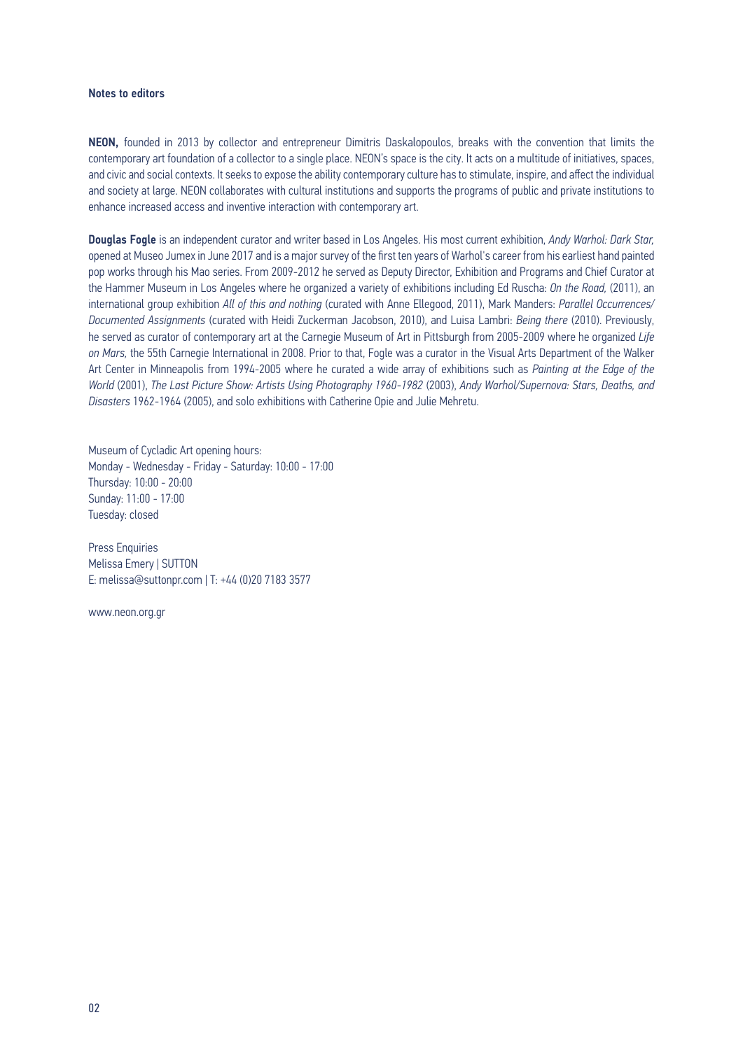**Notes to editors**

**NEON,** founded in 2013 by collector and entrepreneur Dimitris Daskalopoulos, breaks with the convention that limits the contemporary art foundation of a collector to a single place. NEON's space is the city. It acts on a multitude of initiatives, spaces, and civic and social contexts. It seeks to expose the ability contemporary culture has to stimulate, inspire, and affect the individual and society at large. NEON collaborates with cultural institutions and supports the programs of public and private institutions to enhance increased access and inventive interaction with contemporary art.

**Douglas Fogle** is an independent curator and writer based in Los Angeles. His most current exhibition, *Andy Warhol: Dark Star,* opened at Museo Jumex in June 2017 and is a major survey of the first ten years of Warhol's career from his earliest hand painted pop works through his Mao series. From 2009-2012 he served as Deputy Director, Exhibition and Programs and Chief Curator at the Hammer Museum in Los Angeles where he organized a variety of exhibitions including Ed Ruscha: *On the Road,* (2011), an international group exhibition *All of this and nothing* (curated with Anne Ellegood, 2011), Mark Manders: *Parallel Occurrences/ Documented Assignments* (curated with Heidi Zuckerman Jacobson, 2010), and Luisa Lambri: *Being there* (2010). Previously, he served as curator of contemporary art at the Carnegie Museum of Art in Pittsburgh from 2005-2009 where he organized *Life on Mars,* the 55th Carnegie International in 2008. Prior to that, Fogle was a curator in the Visual Arts Department of the Walker Art Center in Minneapolis from 1994-2005 where he curated a wide array of exhibitions such as *Painting at the Edge of the World* (2001), *The Last Picture Show: Artists Using Photography 1960-1982* (2003), *Andy Warhol/Supernova: Stars, Deaths, and Disasters* 1962-1964 (2005), and solo exhibitions with Catherine Opie and Julie Mehretu.

Museum of Cycladic Art opening hours:
Monday - Wednesday - Friday - Saturday: 10:00 - 17:00
Thursday: 10:00 - 20:00
Sunday: 11:00 - 17:00
Tuesday: closed

Press Enquiries
Melissa Emery | SUTTON
E: melissa@suttonpr.com | T: +44 (0)20 7183 3577

www.neon.org.gr